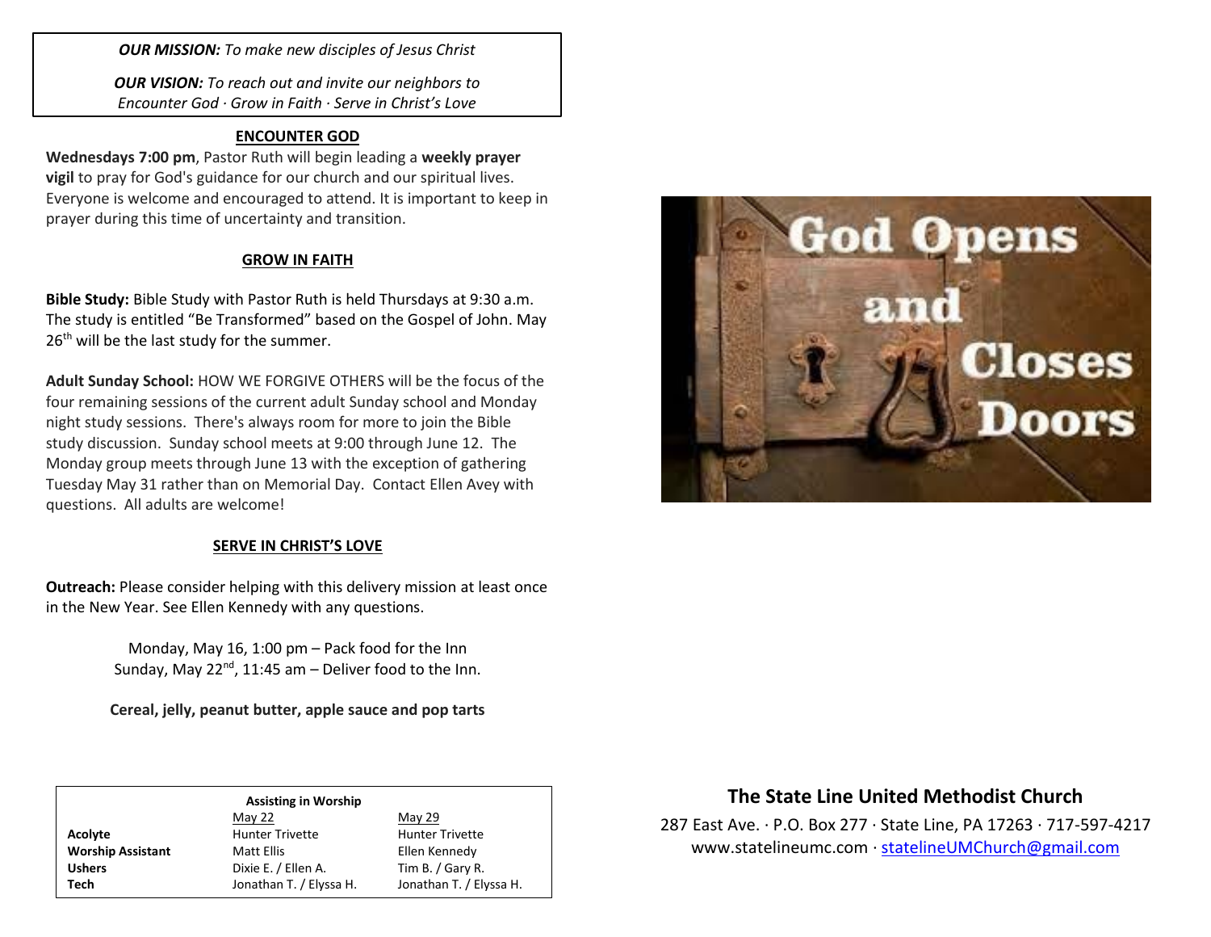***OUR MISSION:*** *To make new disciples of Jesus Christ*

***OUR VISION:*** *To reach out and invite our neighbors to Encounter God · Grow in Faith · Serve in Christ's Love*

## ENCOUNTER GOD

**Wednesdays 7:00 pm**, Pastor Ruth will begin leading a **weekly prayer vigil** to pray for God's guidance for our church and our spiritual lives. Everyone is welcome and encouraged to attend. It is important to keep in prayer during this time of uncertainty and transition.

## GROW IN FAITH

**Bible Study:** Bible Study with Pastor Ruth is held Thursdays at 9:30 a.m. The study is entitled "Be Transformed" based on the Gospel of John. May 26th will be the last study for the summer.

**Adult Sunday School:** HOW WE FORGIVE OTHERS will be the focus of the four remaining sessions of the current adult Sunday school and Monday night study sessions. There's always room for more to join the Bible study discussion. Sunday school meets at 9:00 through June 12. The Monday group meets through June 13 with the exception of gathering Tuesday May 31 rather than on Memorial Day. Contact Ellen Avey with questions. All adults are welcome!

## SERVE IN CHRIST'S LOVE

**Outreach:** Please consider helping with this delivery mission at least once in the New Year. See Ellen Kennedy with any questions.

Monday, May 16, 1:00 pm – Pack food for the Inn
Sunday, May 22nd, 11:45 am – Deliver food to the Inn.

**Cereal, jelly, peanut butter, apple sauce and pop tarts**

**Assisting in Worship**

| | May 22 | May 29 |
|---|---|---|
| **Acolyte** | Hunter Trivette | Hunter Trivette |
| **Worship Assistant** | Matt Ellis | Ellen Kennedy |
| **Ushers** | Dixie E. / Ellen A. | Tim B. / Gary R. |
| **Tech** | Jonathan T. / Elyssa H. | Jonathan T. / Elyssa H. |

God Opens and Closes Doors

## The State Line United Methodist Church

287 East Ave. · P.O. Box 277 · State Line, PA 17263 · 717-597-4217
www.statelineumc.com · statelineUMChurch@gmail.com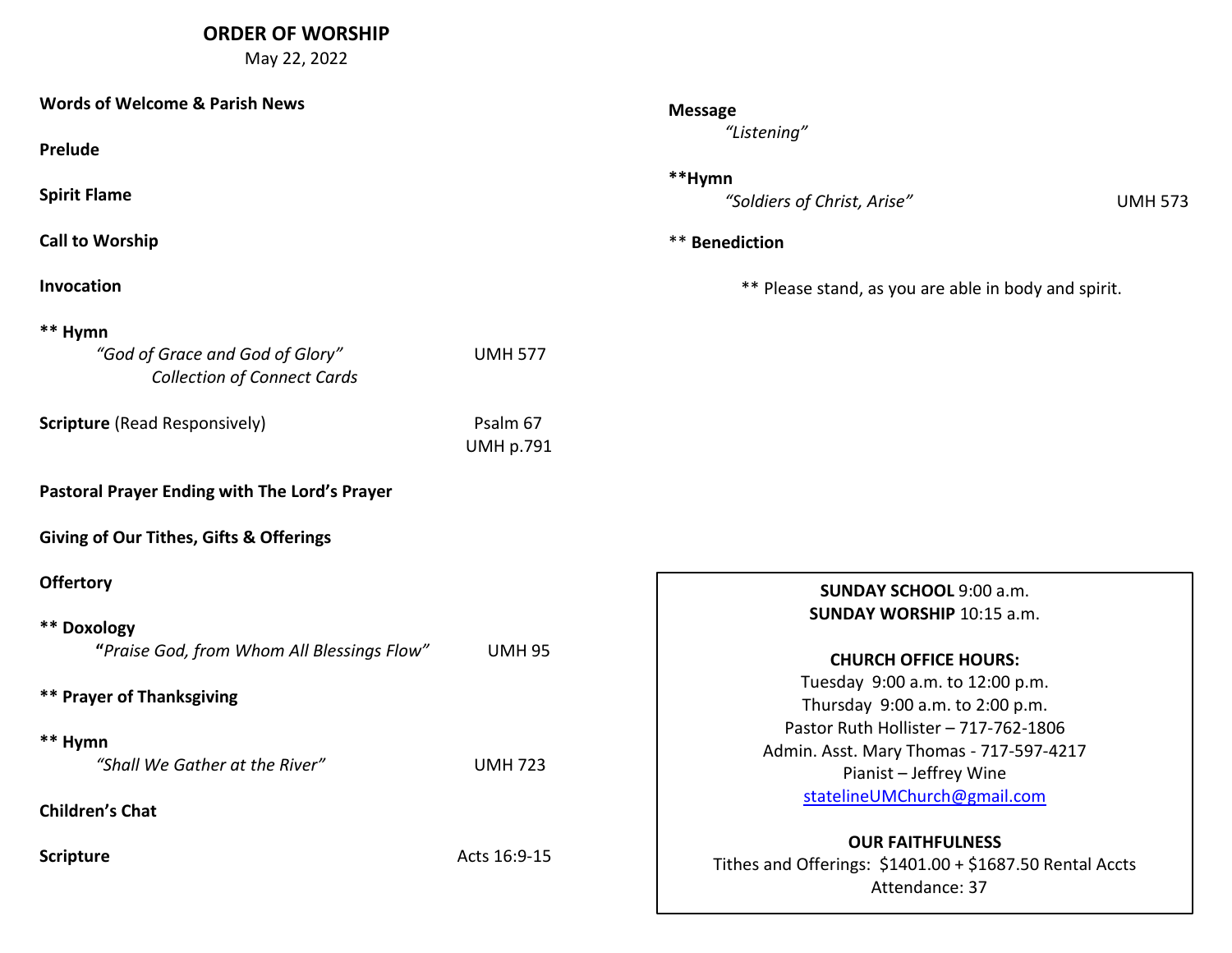## ORDER OF WORSHIP

May 22, 2022

**Words of Welcome & Parish News**

**Prelude**

**Spirit Flame**

**Call to Worship**

**Invocation**

**\*\* Hymn**
*"God of Grace and God of Glory"* UMH 577
*Collection of Connect Cards*

**Scripture** (Read Responsively) Psalm 67
UMH p.791

**Pastoral Prayer Ending with The Lord's Prayer**

**Giving of Our Tithes, Gifts & Offerings**

**Offertory**

**\*\* Doxology**
**"***Praise God, from Whom All Blessings Flow"* UMH 95

**\*\* Prayer of Thanksgiving**

**\*\* Hymn**
*"Shall We Gather at the River"* UMH 723

**Children's Chat**

**Scripture** Acts 16:9-15

**Message**
*"Listening"*

**\*\*Hymn**
*"Soldiers of Christ, Arise"* UMH 573

\*\* **Benediction**

\*\* Please stand, as you are able in body and spirit.

**SUNDAY SCHOOL** 9:00 a.m.
**SUNDAY WORSHIP** 10:15 a.m.

**CHURCH OFFICE HOURS:**
Tuesday 9:00 a.m. to 12:00 p.m.
Thursday 9:00 a.m. to 2:00 p.m.
Pastor Ruth Hollister – 717-762-1806
Admin. Asst. Mary Thomas - 717-597-4217
Pianist – Jeffrey Wine
statelineUMChurch@gmail.com

**OUR FAITHFULNESS**
Tithes and Offerings: $1401.00 + $1687.50 Rental Accts
Attendance: 37